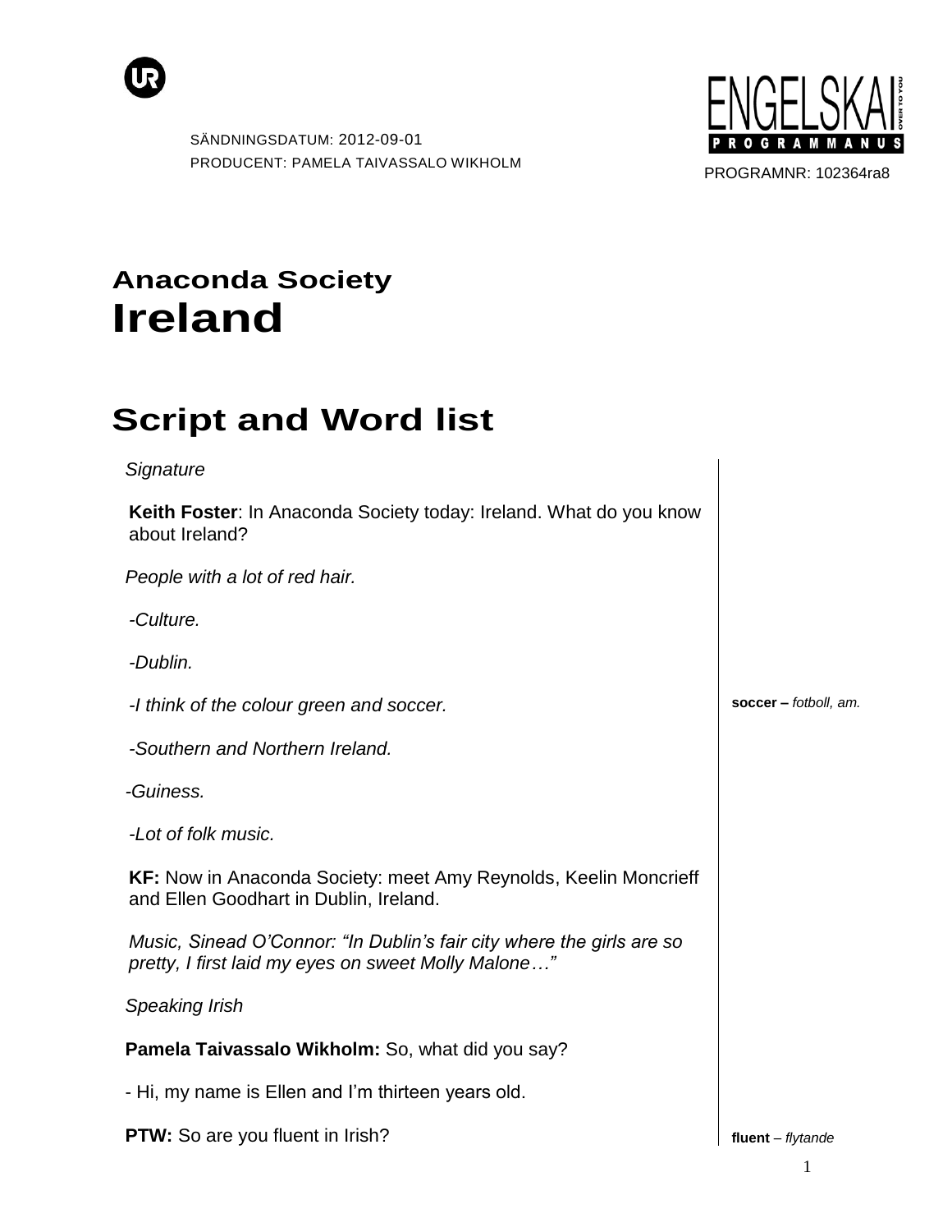SÄNDNINGSDATUM: 2012-09-01
PRODUCENT: PAMELA TAIVASSALO WIKHOLM

ENGELSKA I – PROGRAMMANUS

PROGRAMNR: 102364ra8

# Anaconda Society
# Ireland

## Script and Word list

*Signature*

**Keith Foster**: In Anaconda Society today: Ireland. What do you know about Ireland?

*People with a lot of red hair.*

*-Culture.*

*-Dublin.*

*-I think of the colour green and soccer.* — **soccer –** *fotboll, am.*

*-Southern and Northern Ireland.*

*-Guiness.*

*-Lot of folk music.*

**KF:** Now in Anaconda Society: meet Amy Reynolds, Keelin Moncrieff and Ellen Goodhart in Dublin, Ireland.

*Music, Sinead O'Connor: "In Dublin's fair city where the girls are so pretty, I first laid my eyes on sweet Molly Malone…"*

*Speaking Irish*

**Pamela Taivassalo Wikholm:** So, what did you say?

- Hi, my name is Ellen and I'm thirteen years old.

**PTW:** So are you fluent in Irish? — **fluent** – *flytande*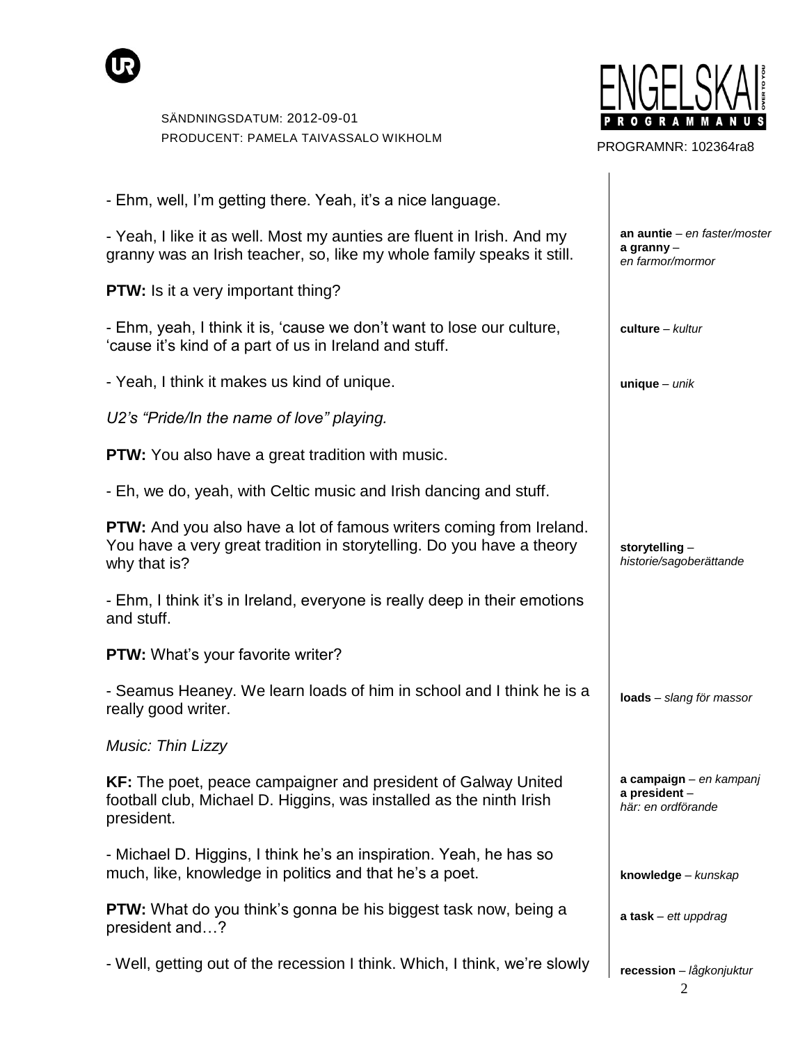- Ehm, well, I'm getting there. Yeah, it's a nice language.

- Yeah, I like it as well. Most my aunties are fluent in Irish. And my granny was an Irish teacher, so, like my whole family speaks it still.

> **an auntie** – *en faster/moster*
> **a granny** – *en farmor/mormor*

**PTW:** Is it a very important thing?

- Ehm, yeah, I think it is, 'cause we don't want to lose our culture, 'cause it's kind of a part of us in Ireland and stuff.

> **culture** – *kultur*

- Yeah, I think it makes us kind of unique.

> **unique** – *unik*

*U2's "Pride/In the name of love" playing.*

**PTW:** You also have a great tradition with music.

- Eh, we do, yeah, with Celtic music and Irish dancing and stuff.

**PTW:** And you also have a lot of famous writers coming from Ireland. You have a very great tradition in storytelling. Do you have a theory why that is?

> **storytelling** – *historie/sagoberättande*

- Ehm, I think it's in Ireland, everyone is really deep in their emotions and stuff.

**PTW:** What's your favorite writer?

- Seamus Heaney. We learn loads of him in school and I think he is a really good writer.

> **loads** – *slang för massor*

*Music: Thin Lizzy*

**KF:** The poet, peace campaigner and president of Galway United football club, Michael D. Higgins, was installed as the ninth Irish president.

> **a campaign** – *en kampanj*
> **a president** – *här: en ordförande*

- Michael D. Higgins, I think he's an inspiration. Yeah, he has so much, like, knowledge in politics and that he's a poet.

> **knowledge** – *kunskap*

**PTW:** What do you think's gonna be his biggest task now, being a president and…?

> **a task** – *ett uppdrag*

- Well, getting out of the recession I think. Which, I think, we're slowly

> **recession** – *lågkonjuktur*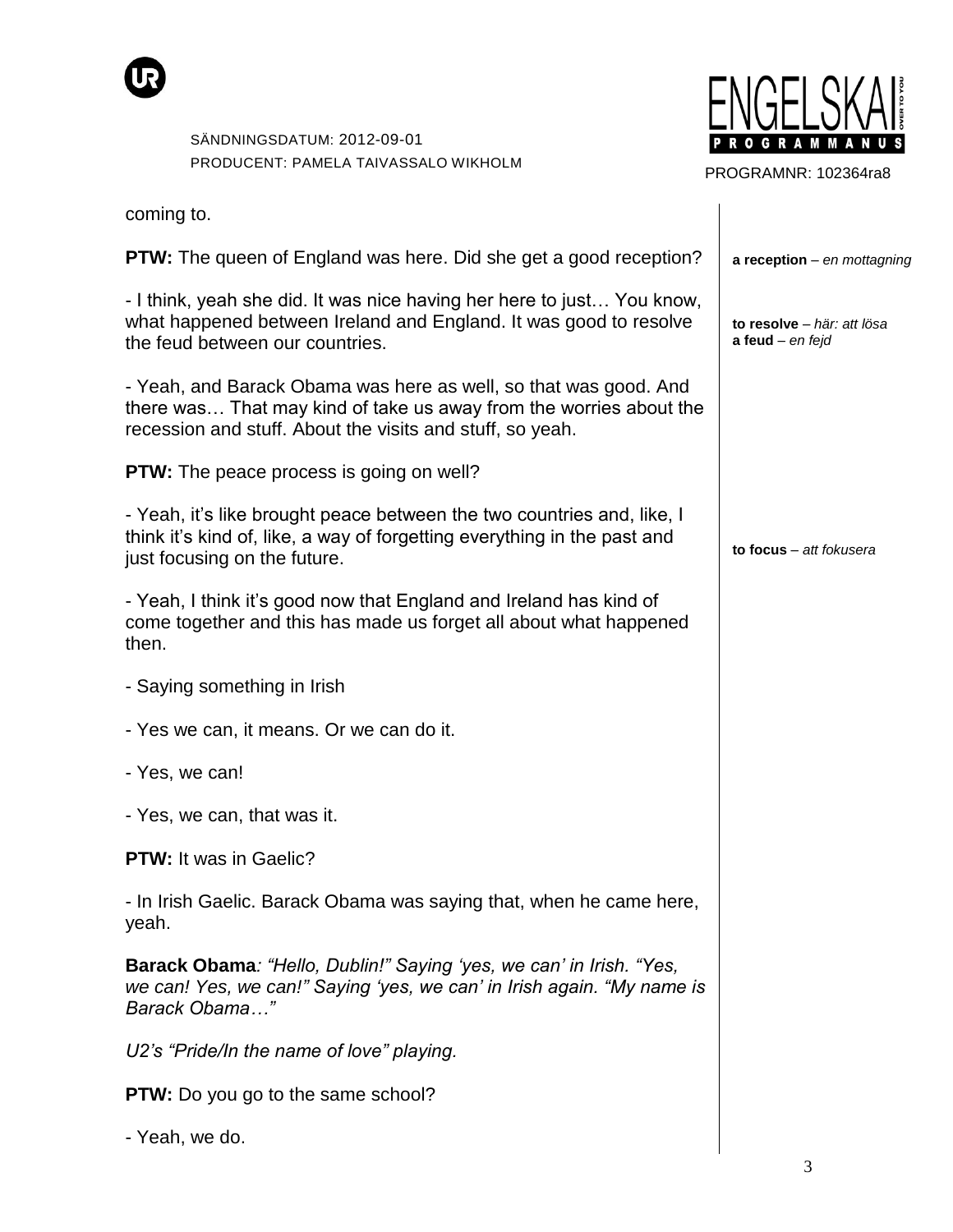coming to.

**PTW:** The queen of England was here. Did she get a good reception?

**a reception** – *en mottagning*

- I think, yeah she did. It was nice having her here to just… You know, what happened between Ireland and England. It was good to resolve the feud between our countries.

**to resolve** – *här: att lösa*
**a feud** – *en fejd*

- Yeah, and Barack Obama was here as well, so that was good. And there was… That may kind of take us away from the worries about the recession and stuff. About the visits and stuff, so yeah.

**PTW:** The peace process is going on well?

- Yeah, it's like brought peace between the two countries and, like, I think it's kind of, like, a way of forgetting everything in the past and just focusing on the future.

**to focus** – *att fokusera*

- Yeah, I think it's good now that England and Ireland has kind of come together and this has made us forget all about what happened then.

- Saying something in Irish

- Yes we can, it means. Or we can do it.

- Yes, we can!

- Yes, we can, that was it.

**PTW:** It was in Gaelic?

- In Irish Gaelic. Barack Obama was saying that, when he came here, yeah.

**Barack Obama***: "Hello, Dublin!" Saying 'yes, we can' in Irish. "Yes, we can! Yes, we can!" Saying 'yes, we can' in Irish again. "My name is Barack Obama…"*

*U2's "Pride/In the name of love" playing.*

**PTW:** Do you go to the same school?

- Yeah, we do.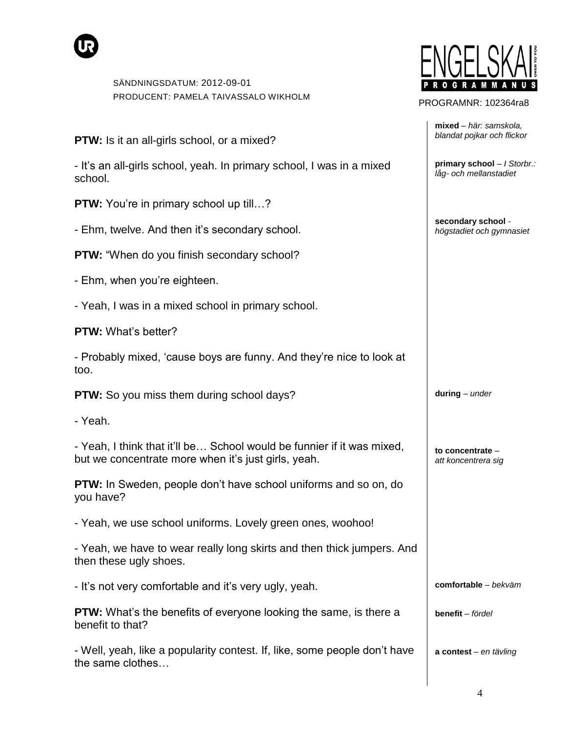**PTW:** Is it an all-girls school, or a mixed?

- It's an all-girls school, yeah. In primary school, I was in a mixed school.

**PTW:** You're in primary school up till…?

- Ehm, twelve. And then it's secondary school.

**PTW:** "When do you finish secondary school?

- Ehm, when you're eighteen.

- Yeah, I was in a mixed school in primary school.

**PTW:** What's better?

- Probably mixed, 'cause boys are funny. And they're nice to look at too.

**PTW:** So you miss them during school days?

- Yeah.

- Yeah, I think that it'll be… School would be funnier if it was mixed, but we concentrate more when it's just girls, yeah.

**PTW:** In Sweden, people don't have school uniforms and so on, do you have?

- Yeah, we use school uniforms. Lovely green ones, woohoo!

- Yeah, we have to wear really long skirts and then thick jumpers. And then these ugly shoes.

- It's not very comfortable and it's very ugly, yeah.

**PTW:** What's the benefits of everyone looking the same, is there a benefit to that?

- Well, yeah, like a popularity contest. If, like, some people don't have the same clothes…

---

**mixed** – *här: samskola, blandat pojkar och flickor*

**primary school** – *I Storbr.: låg- och mellanstadiet*

**secondary school** - *högstadiet och gymnasiet*

**during** – *under*

**to concentrate** – *att koncentrera sig*

**comfortable** – *bekväm*

**benefit** – *fördel*

**a contest** – *en tävling*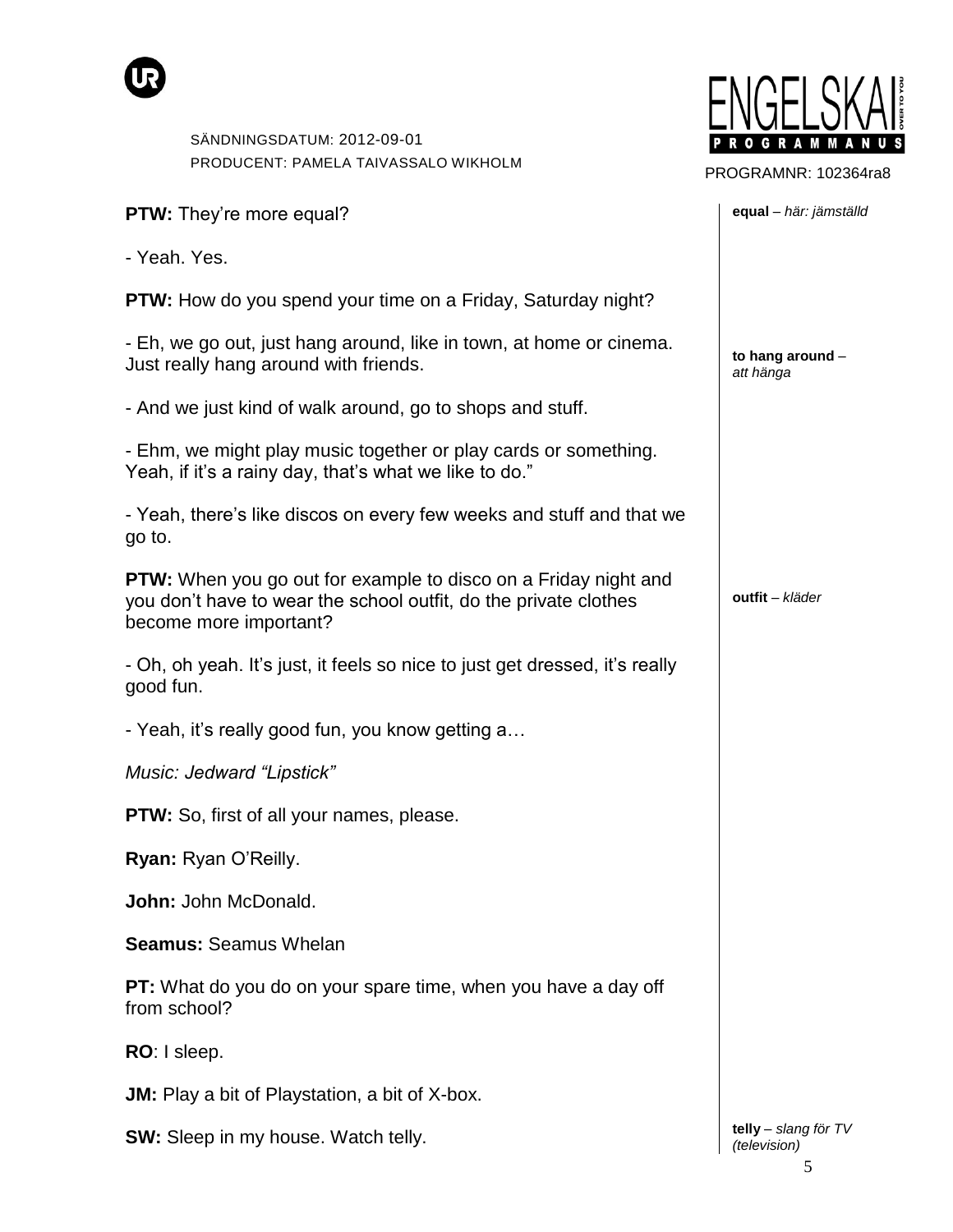**PTW:** They're more equal?

*equal – här: jämställd*

- Yeah. Yes.

**PTW:** How do you spend your time on a Friday, Saturday night?

- Eh, we go out, just hang around, like in town, at home or cinema. Just really hang around with friends.

*to hang around – att hänga*

- And we just kind of walk around, go to shops and stuff.

- Ehm, we might play music together or play cards or something. Yeah, if it's a rainy day, that's what we like to do."

- Yeah, there's like discos on every few weeks and stuff and that we go to.

**PTW:** When you go out for example to disco on a Friday night and you don't have to wear the school outfit, do the private clothes become more important?

*outfit – kläder*

- Oh, oh yeah. It's just, it feels so nice to just get dressed, it's really good fun.

- Yeah, it's really good fun, you know getting a…

*Music: Jedward "Lipstick"*

**PTW:** So, first of all your names, please.

**Ryan:** Ryan O'Reilly.

**John:** John McDonald.

**Seamus:** Seamus Whelan

**PT:** What do you do on your spare time, when you have a day off from school?

**RO**: I sleep.

**JM:** Play a bit of Playstation, a bit of X-box.

**SW:** Sleep in my house. Watch telly.

*telly – slang för TV (television)*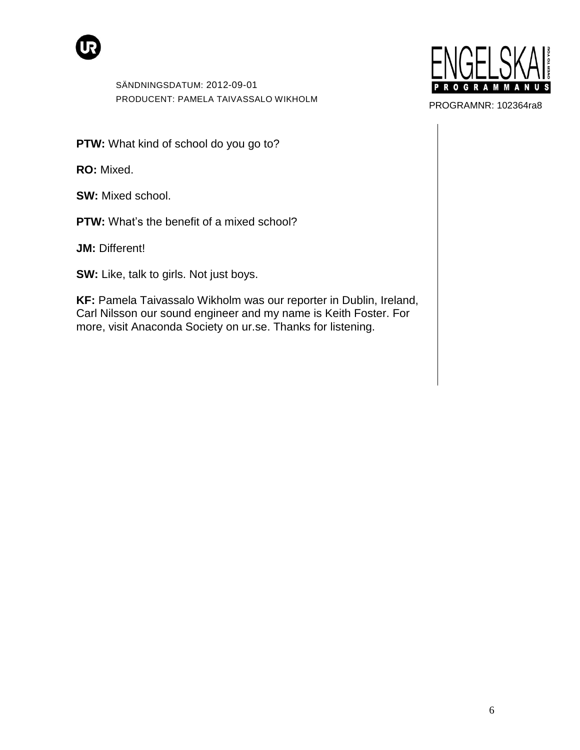**PTW:** What kind of school do you go to?

**RO:** Mixed.

**SW:** Mixed school.

**PTW:** What's the benefit of a mixed school?

**JM:** Different!

**SW:** Like, talk to girls. Not just boys.

**KF:** Pamela Taivassalo Wikholm was our reporter in Dublin, Ireland, Carl Nilsson our sound engineer and my name is Keith Foster. For more, visit Anaconda Society on ur.se. Thanks for listening.